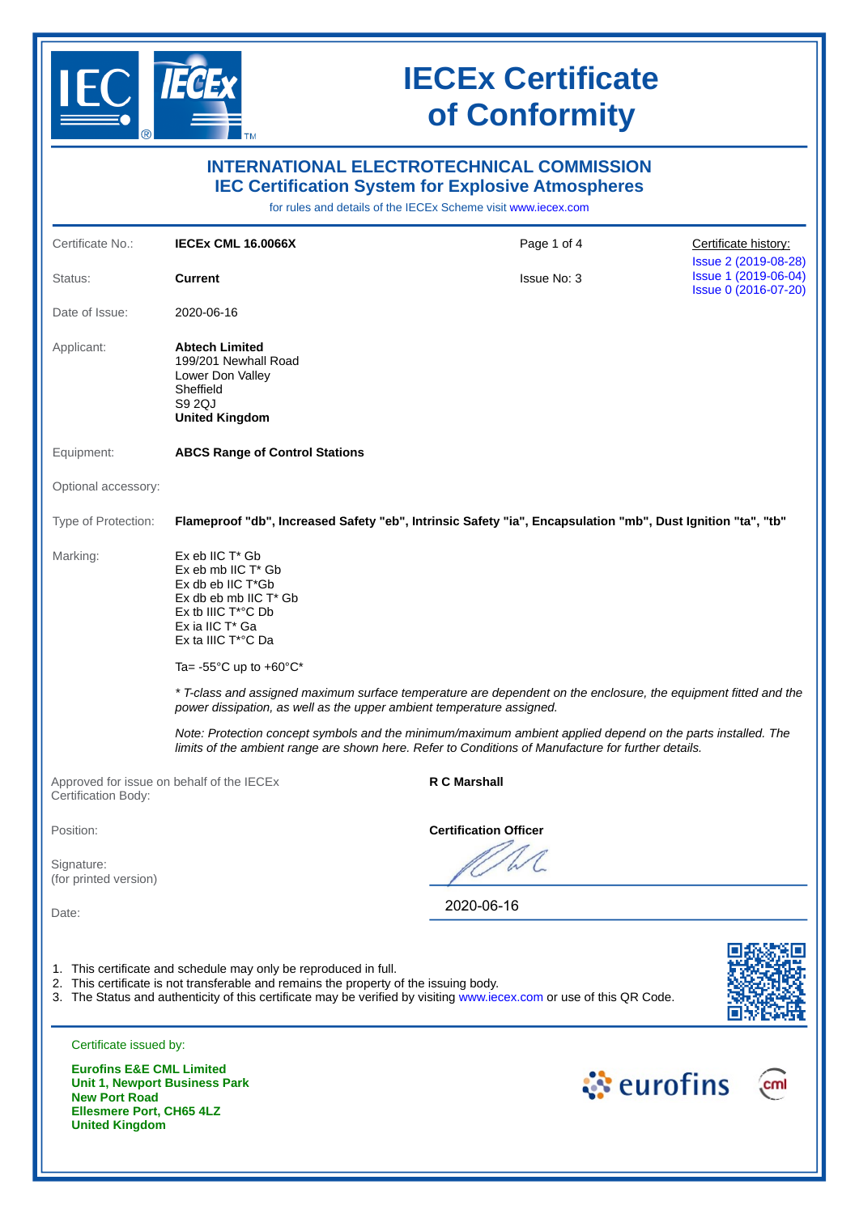# IECEx Certificate of Conformity

## INTERNATIONAL ELECTROTECHNICAL COMMISSION
## IEC Certification System for Explosive Atmospheres

for rules and details of the IECEx Scheme visit www.iecex.com

| | | | |
|---|---|---|---|
| Certificate No.: | **IECEx CML 16.0066X** | Page 1 of 4 | Certificate history: |
| Status: | **Current** | Issue No: 3 | Issue 2 (2019-08-28)<br>Issue 1 (2019-06-04)<br>Issue 0 (2016-07-20) |
| Date of Issue: | 2020-06-16 | | |

Applicant:
**Abtech Limited**
199/201 Newhall Road
Lower Don Valley
Sheffield
S9 2QJ
**United Kingdom**

Equipment: **ABCS Range of Control Stations**

Optional accessory:

Type of Protection: **Flameproof "db", Increased Safety "eb", Intrinsic Safety "ia", Encapsulation "mb", Dust Ignition "ta", "tb"**

Marking:
Ex eb IIC T* Gb
Ex eb mb IIC T* Gb
Ex db eb IIC T*Gb
Ex db eb mb IIC T* Gb
Ex tb IIIC T*°C Db
Ex ia IIC T* Ga
Ex ta IIIC T*°C Da

Ta= -55°C up to +60°C*

*\* T-class and assigned maximum surface temperature are dependent on the enclosure, the equipment fitted and the power dissipation, as well as the upper ambient temperature assigned.*

*Note: Protection concept symbols and the minimum/maximum ambient applied depend on the parts installed. The limits of the ambient range are shown here. Refer to Conditions of Manufacture for further details.*

Approved for issue on behalf of the IECEx Certification Body: **R C Marshall**

Position: **Certification Officer**

Signature:
(for printed version)

Date: 2020-06-16

1. This certificate and schedule may only be reproduced in full.
2. This certificate is not transferable and remains the property of the issuing body.
3. The Status and authenticity of this certificate may be verified by visiting www.iecex.com or use of this QR Code.

Certificate issued by:

**Eurofins E&E CML Limited**
**Unit 1, Newport Business Park**
**New Port Road**
**Ellesmere Port, CH65 4LZ**
**United Kingdom**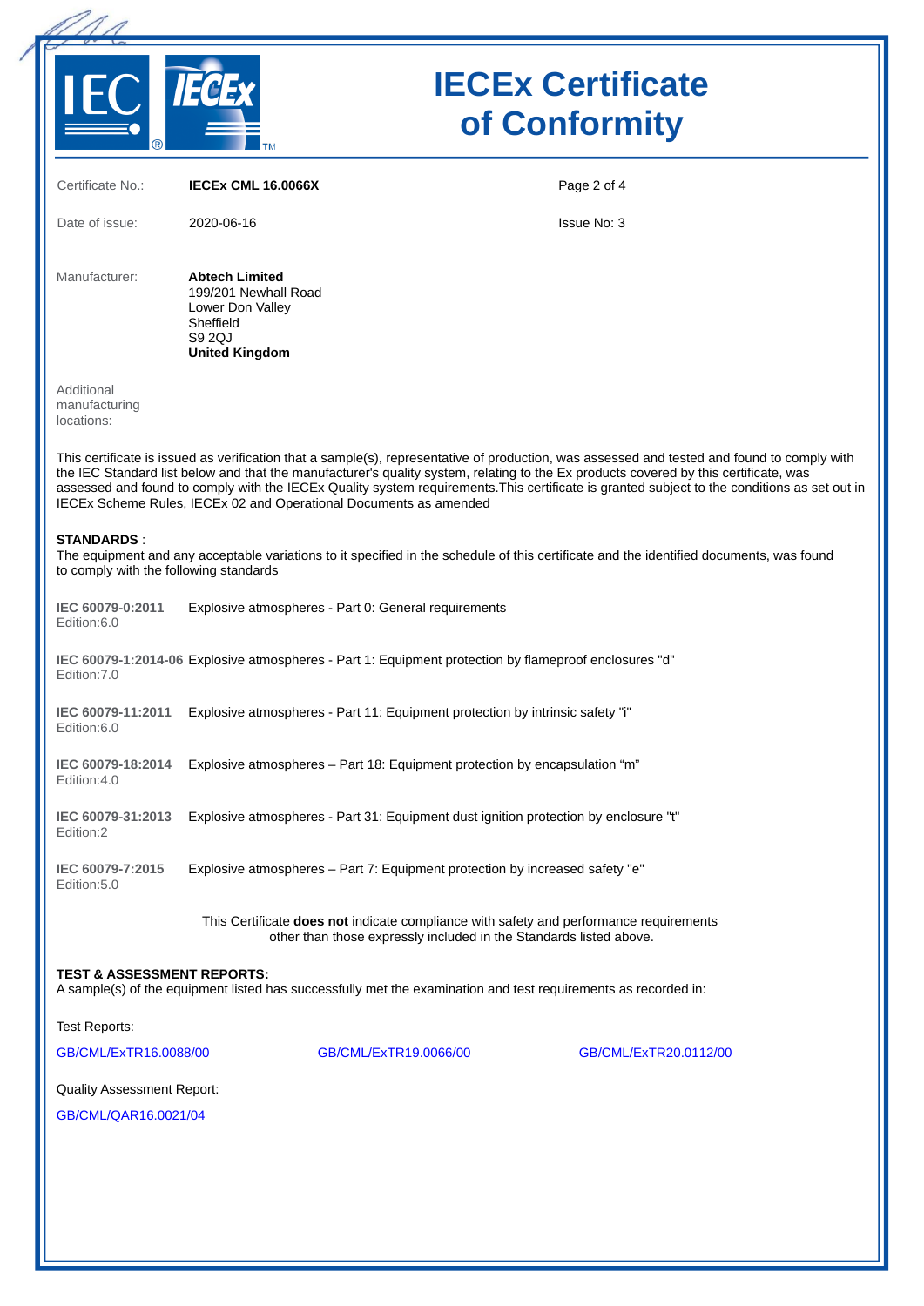# IECEx Certificate of Conformity

| | | |
|---|---|---|
| Certificate No.: | **IECEx CML 16.0066X** | |
| Date of issue: | 2020-06-16 | Issue No: 3 |

Manufacturer: **Abtech Limited**
199/201 Newhall Road
Lower Don Valley
Sheffield
S9 2QJ
**United Kingdom**

Additional manufacturing locations:

This certificate is issued as verification that a sample(s), representative of production, was assessed and tested and found to comply with the IEC Standard list below and that the manufacturer's quality system, relating to the Ex products covered by this certificate, was assessed and found to comply with the IECEx Quality system requirements.This certificate is granted subject to the conditions as set out in IECEx Scheme Rules, IECEx 02 and Operational Documents as amended

**STANDARDS** :
The equipment and any acceptable variations to it specified in the schedule of this certificate and the identified documents, was found to comply with the following standards

| | |
|---|---|
| **IEC 60079-0:2011** Edition:6.0 | Explosive atmospheres - Part 0: General requirements |
| **IEC 60079-1:2014-06** Edition:7.0 | Explosive atmospheres - Part 1: Equipment protection by flameproof enclosures "d" |
| **IEC 60079-11:2011** Edition:6.0 | Explosive atmospheres - Part 11: Equipment protection by intrinsic safety "i" |
| **IEC 60079-18:2014** Edition:4.0 | Explosive atmospheres – Part 18: Equipment protection by encapsulation “m” |
| **IEC 60079-31:2013** Edition:2 | Explosive atmospheres - Part 31: Equipment dust ignition protection by enclosure "t" |
| **IEC 60079-7:2015** Edition:5.0 | Explosive atmospheres – Part 7: Equipment protection by increased safety "e" |

This Certificate **does not** indicate compliance with safety and performance requirements other than those expressly included in the Standards listed above.

**TEST & ASSESSMENT REPORTS:**
A sample(s) of the equipment listed has successfully met the examination and test requirements as recorded in:

Test Reports:

GB/CML/ExTR16.0088/00 GB/CML/ExTR19.0066/00 GB/CML/ExTR20.0112/00

Quality Assessment Report:

GB/CML/QAR16.0021/04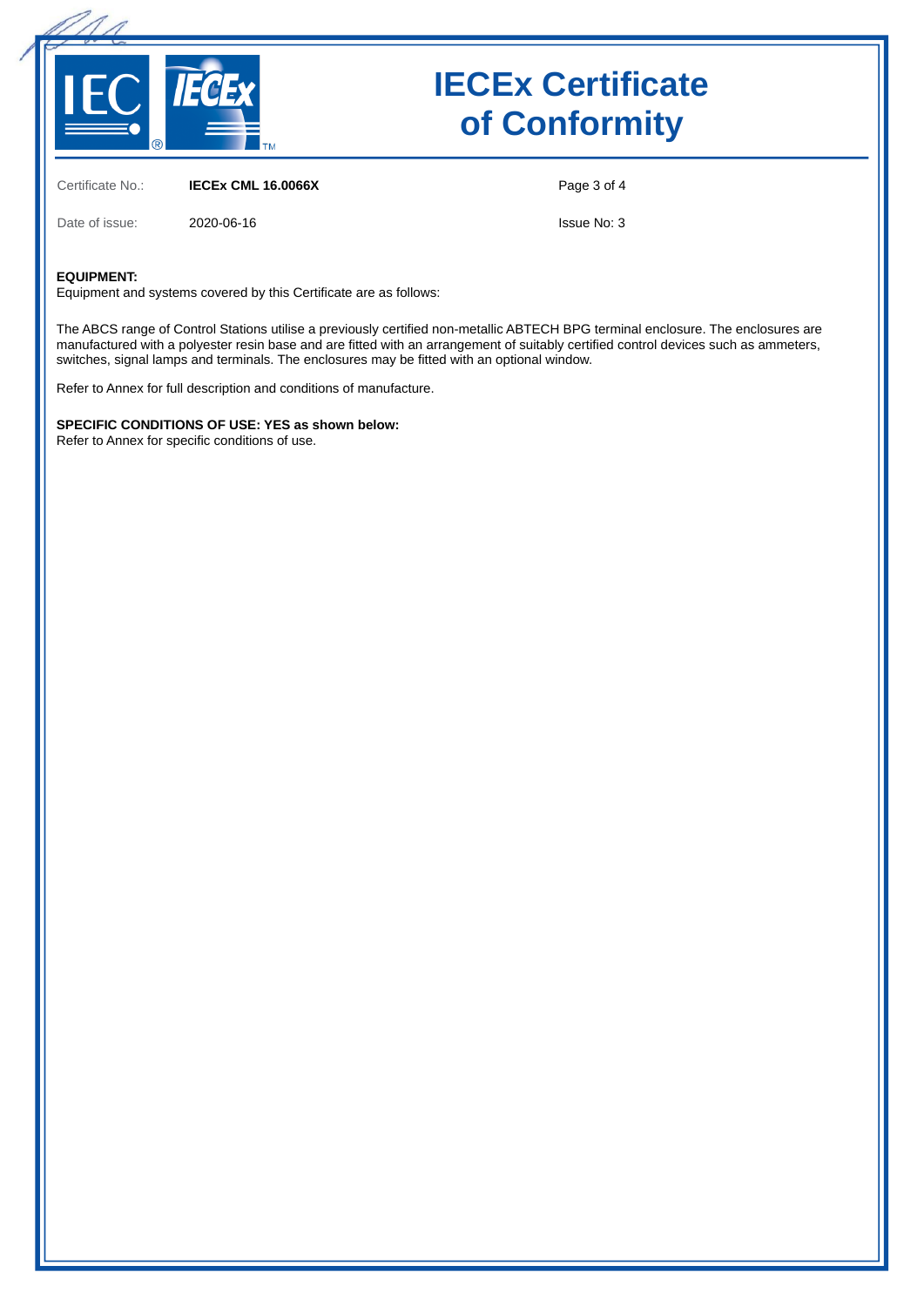# IECEx Certificate of Conformity

Certificate No.: **IECEx CML 16.0066X**

Date of issue: 2020-06-16

Issue No: 3

**EQUIPMENT:**
Equipment and systems covered by this Certificate are as follows:

The ABCS range of Control Stations utilise a previously certified non-metallic ABTECH BPG terminal enclosure. The enclosures are manufactured with a polyester resin base and are fitted with an arrangement of suitably certified control devices such as ammeters, switches, signal lamps and terminals. The enclosures may be fitted with an optional window.

Refer to Annex for full description and conditions of manufacture.

**SPECIFIC CONDITIONS OF USE: YES as shown below:**
Refer to Annex for specific conditions of use.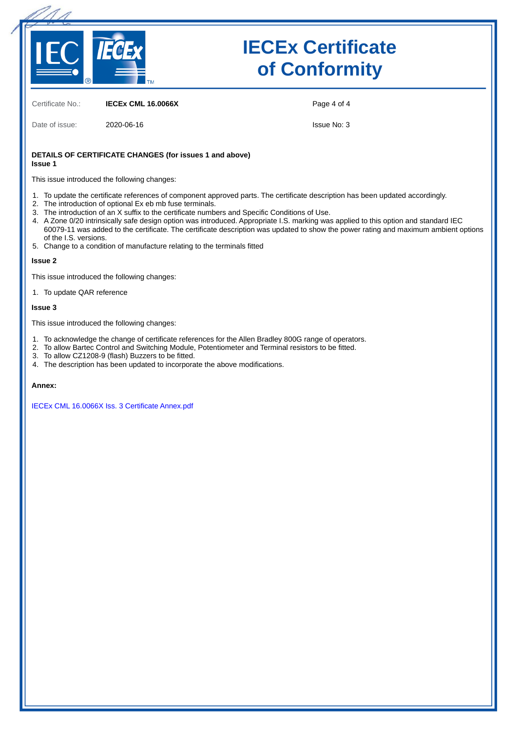# IECEx Certificate of Conformity

Certificate No.: **IECEx CML 16.0066X**

Date of issue: 2020-06-16

Issue No: 3

**DETAILS OF CERTIFICATE CHANGES (for issues 1 and above)**

**Issue 1**

This issue introduced the following changes:

1. To update the certificate references of component approved parts. The certificate description has been updated accordingly.
2. The introduction of optional Ex eb mb fuse terminals.
3. The introduction of an X suffix to the certificate numbers and Specific Conditions of Use.
4. A Zone 0/20 intrinsically safe design option was introduced. Appropriate I.S. marking was applied to this option and standard IEC 60079-11 was added to the certificate. The certificate description was updated to show the power rating and maximum ambient options of the I.S. versions.
5. Change to a condition of manufacture relating to the terminals fitted

**Issue 2**

This issue introduced the following changes:

1. To update QAR reference

**Issue 3**

This issue introduced the following changes:

1. To acknowledge the change of certificate references for the Allen Bradley 800G range of operators.
2. To allow Bartec Control and Switching Module, Potentiometer and Terminal resistors to be fitted.
3. To allow CZ1208-9 (flash) Buzzers to be fitted.
4. The description has been updated to incorporate the above modifications.

**Annex:**

IECEx CML 16.0066X Iss. 3 Certificate Annex.pdf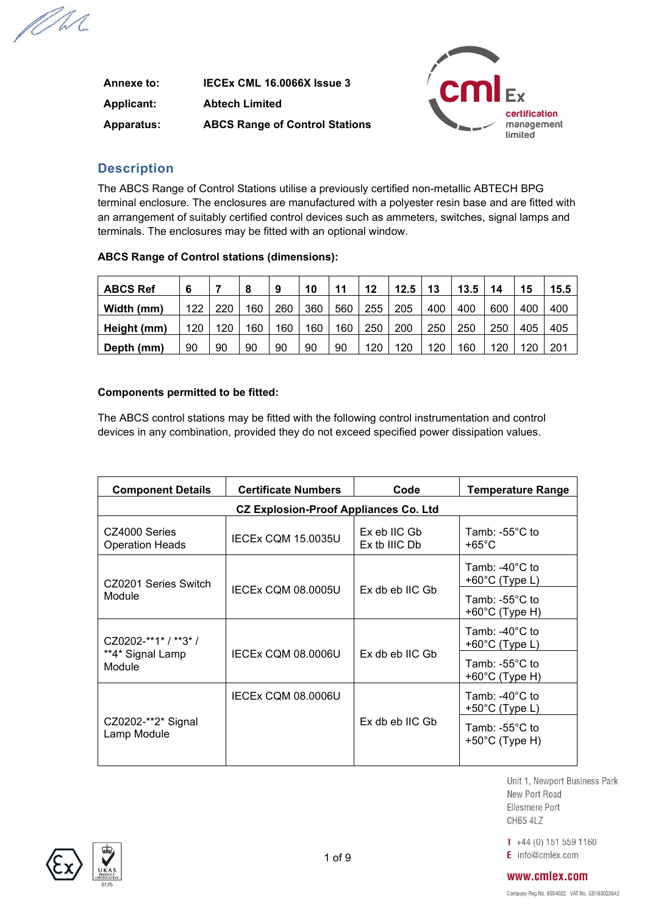| Annexe to: | IECEx CML 16.0066X Issue 3 |
|---|---|
| Applicant: | Abtech Limited |
| Apparatus: | ABCS Range of Control Stations |

## Description

The ABCS Range of Control Stations utilise a previously certified non-metallic ABTECH BPG terminal enclosure. The enclosures are manufactured with a polyester resin base and are fitted with an arrangement of suitably certified control devices such as ammeters, switches, signal lamps and terminals. The enclosures may be fitted with an optional window.

**ABCS Range of Control stations (dimensions):**

| ABCS Ref | 6 | 7 | 8 | 9 | 10 | 11 | 12 | 12.5 | 13 | 13.5 | 14 | 15 | 15.5 |
|---|---|---|---|---|---|---|---|---|---|---|---|---|---|
| Width (mm) | 122 | 220 | 160 | 260 | 360 | 560 | 255 | 205 | 400 | 400 | 600 | 400 | 400 |
| Height (mm) | 120 | 120 | 160 | 160 | 160 | 160 | 250 | 200 | 250 | 250 | 250 | 405 | 405 |
| Depth (mm) | 90 | 90 | 90 | 90 | 90 | 90 | 120 | 120 | 120 | 160 | 120 | 120 | 201 |

**Components permitted to be fitted:**

The ABCS control stations may be fitted with the following control instrumentation and control devices in any combination, provided they do not exceed specified power dissipation values.

| Component Details | Certificate Numbers | Code | Temperature Range |
|---|---|---|---|
| **CZ Explosion-Proof Appliances Co. Ltd** | | | |
| CZ4000 Series Operation Heads | IECEx CQM 15.0035U | Ex eb IIC Gb<br>Ex tb IIIC Db | Tamb: -55°C to +65°C |
| CZ0201 Series Switch Module | IECEx CQM 08.0005U | Ex db eb IIC Gb | Tamb: -40°C to +60°C (Type L) |
| | | | Tamb: -55°C to +60°C (Type H) |
| CZ0202-**1* / **3* / **4* Signal Lamp Module | IECEx CQM 08.0006U | Ex db eb IIC Gb | Tamb: -40°C to +60°C (Type L) |
| | | | Tamb: -55°C to +60°C (Type H) |
| CZ0202-**2* Signal Lamp Module | IECEx CQM 08.0006U | Ex db eb IIC Gb | Tamb: -40°C to +50°C (Type L) |
| | | | Tamb: -55°C to +50°C (Type H) |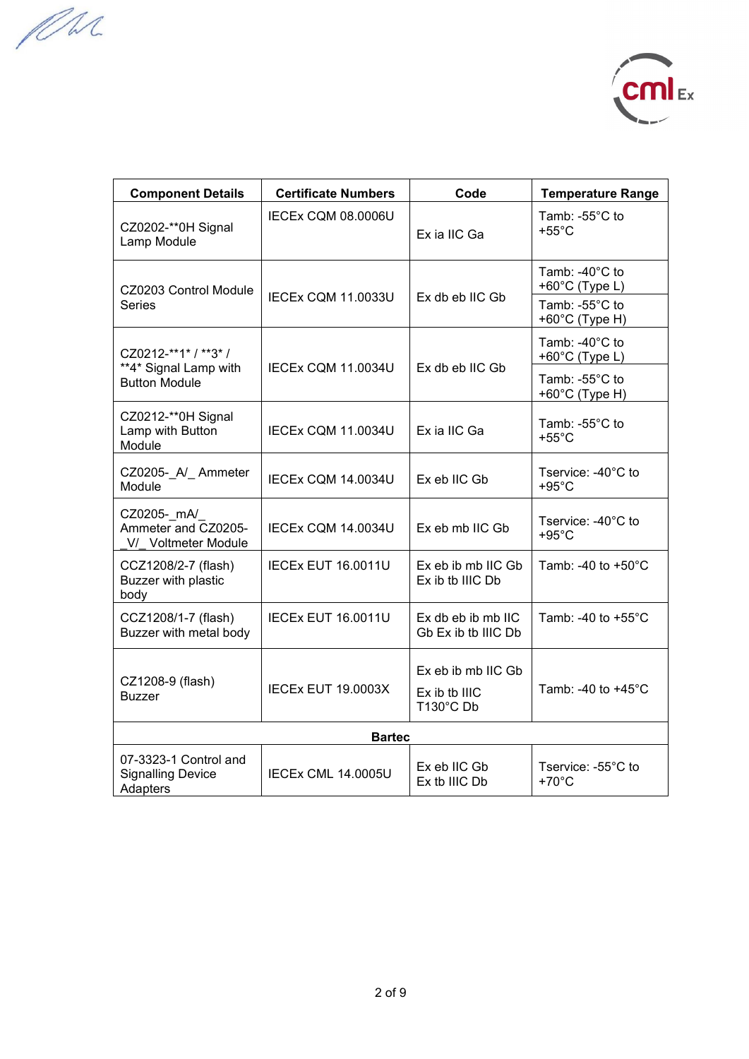| Component Details | Certificate Numbers | Code | Temperature Range |
|---|---|---|---|
| CZ0202-**0H Signal Lamp Module | IECEx CQM 08.0006U | Ex ia IIC Ga | Tamb: -55°C to +55°C |
| CZ0203 Control Module Series | IECEx CQM 11.0033U | Ex db eb IIC Gb | Tamb: -40°C to +60°C (Type L)<br>Tamb: -55°C to +60°C (Type H) |
| CZ0212-**1* / **3* / **4* Signal Lamp with Button Module | IECEx CQM 11.0034U | Ex db eb IIC Gb | Tamb: -40°C to +60°C (Type L)<br>Tamb: -55°C to +60°C (Type H) |
| CZ0212-**0H Signal Lamp with Button Module | IECEx CQM 11.0034U | Ex ia IIC Ga | Tamb: -55°C to +55°C |
| CZ0205-_A/_ Ammeter Module | IECEx CQM 14.0034U | Ex eb IIC Gb | Tservice: -40°C to +95°C |
| CZ0205-_mA/_ Ammeter and CZ0205-_V/_ Voltmeter Module | IECEx CQM 14.0034U | Ex eb mb IIC Gb | Tservice: -40°C to +95°C |
| CCZ1208/2-7 (flash) Buzzer with plastic body | IECEx EUT 16.0011U | Ex eb ib mb IIC Gb Ex ib tb IIIC Db | Tamb: -40 to +50°C |
| CCZ1208/1-7 (flash) Buzzer with metal body | IECEx EUT 16.0011U | Ex db eb ib mb IIC Gb Ex ib tb IIIC Db | Tamb: -40 to +55°C |
| CZ1208-9 (flash) Buzzer | IECEx EUT 19.0003X | Ex eb ib mb IIC Gb<br>Ex ib tb IIIC T130°C Db | Tamb: -40 to +45°C |
| **Bartec** | | | |
| 07-3323-1 Control and Signalling Device Adapters | IECEx CML 14.0005U | Ex eb IIC Gb<br>Ex tb IIIC Db | Tservice: -55°C to +70°C |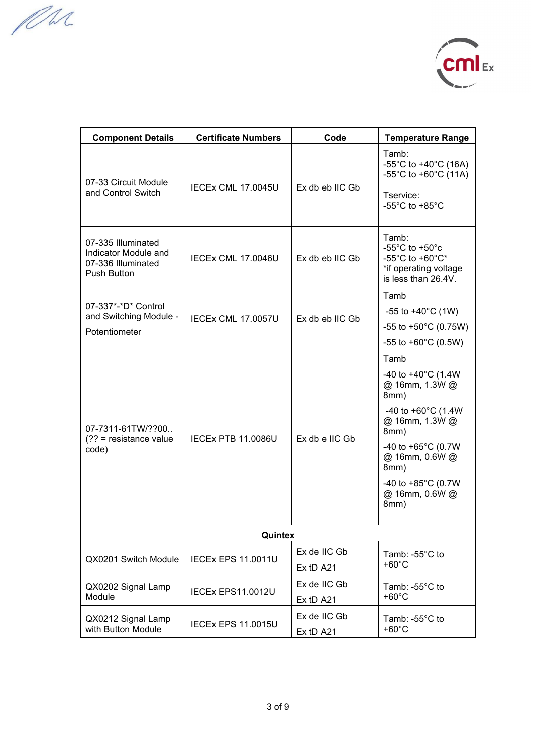| Component Details | Certificate Numbers | Code | Temperature Range |
|---|---|---|---|
| 07-33 Circuit Module and Control Switch | IECEx CML 17.0045U | Ex db eb IIC Gb | Tamb:<br>-55°C to +40°C (16A)<br>-55°C to +60°C (11A)<br><br>Tservice:<br>-55°C to +85°C |
| 07-335 Illuminated Indicator Module and 07-336 Illuminated Push Button | IECEx CML 17.0046U | Ex db eb IIC Gb | Tamb:<br>-55°C to +50°c<br>-55°C to +60°C*<br>*if operating voltage is less than 26.4V. |
| 07-337*-*D* Control and Switching Module - Potentiometer | IECEx CML 17.0057U | Ex db eb IIC Gb | Tamb<br>-55 to +40°C (1W)<br>-55 to +50°C (0.75W)<br>-55 to +60°C (0.5W) |
| 07-7311-61TW/??00.. (?? = resistance value code) | IECEx PTB 11.0086U | Ex db e IIC Gb | Tamb<br>-40 to +40°C (1.4W @ 16mm, 1.3W @ 8mm)<br>-40 to +60°C (1.4W @ 16mm, 1.3W @ 8mm)<br>-40 to +65°C (0.7W @ 16mm, 0.6W @ 8mm)<br>-40 to +85°C (0.7W @ 16mm, 0.6W @ 8mm) |
| **Quintex** | | | |
| QX0201 Switch Module | IECEx EPS 11.0011U | Ex de IIC Gb<br>Ex tD A21 | Tamb: -55°C to +60°C |
| QX0202 Signal Lamp Module | IECEx EPS11.0012U | Ex de IIC Gb<br>Ex tD A21 | Tamb: -55°C to +60°C |
| QX0212 Signal Lamp with Button Module | IECEx EPS 11.0015U | Ex de IIC Gb<br>Ex tD A21 | Tamb: -55°C to +60°C |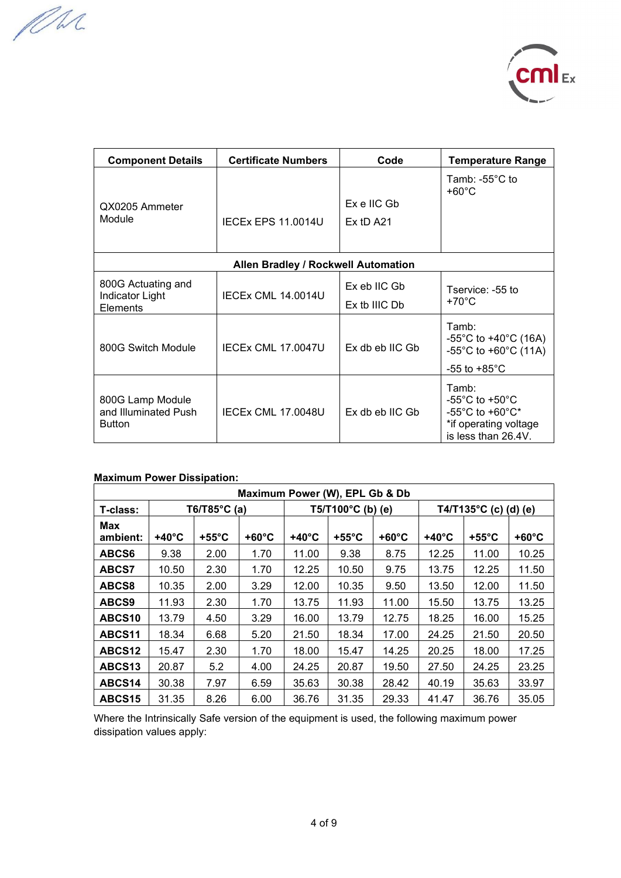| Component Details | Certificate Numbers | Code | Temperature Range |
|---|---|---|---|
| QX0205 Ammeter Module | IECEx EPS 11.0014U | Ex e IIC Gb<br>Ex tD A21 | Tamb: -55°C to +60°C |
| **Allen Bradley / Rockwell Automation** | | | |
| 800G Actuating and Indicator Light Elements | IECEx CML 14.0014U | Ex eb IIC Gb<br>Ex tb IIIC Db | Tservice: -55 to +70°C |
| 800G Switch Module | IECEx CML 17.0047U | Ex db eb IIC Gb | Tamb:<br>-55°C to +40°C (16A)<br>-55°C to +60°C (11A)<br>-55 to +85°C |
| 800G Lamp Module and Illuminated Push Button | IECEx CML 17.0048U | Ex db eb IIC Gb | Tamb:<br>-55°C to +50°C<br>-55°C to +60°C*<br>*if operating voltage is less than 26.4V. |

**Maximum Power Dissipation:**

| Maximum Power (W), EPL Gb & Db | | | | | | | | | |
|---|---|---|---|---|---|---|---|---|---|
| **T-class:** | **T6/T85°C (a)** | | | **T5/T100°C (b) (e)** | | | **T4/T135°C (c) (d) (e)** | | |
| **Max ambient:** | **+40°C** | **+55°C** | **+60°C** | **+40°C** | **+55°C** | **+60°C** | **+40°C** | **+55°C** | **+60°C** |
| **ABCS6** | 9.38 | 2.00 | 1.70 | 11.00 | 9.38 | 8.75 | 12.25 | 11.00 | 10.25 |
| **ABCS7** | 10.50 | 2.30 | 1.70 | 12.25 | 10.50 | 9.75 | 13.75 | 12.25 | 11.50 |
| **ABCS8** | 10.35 | 2.00 | 3.29 | 12.00 | 10.35 | 9.50 | 13.50 | 12.00 | 11.50 |
| **ABCS9** | 11.93 | 2.30 | 1.70 | 13.75 | 11.93 | 11.00 | 15.50 | 13.75 | 13.25 |
| **ABCS10** | 13.79 | 4.50 | 3.29 | 16.00 | 13.79 | 12.75 | 18.25 | 16.00 | 15.25 |
| **ABCS11** | 18.34 | 6.68 | 5.20 | 21.50 | 18.34 | 17.00 | 24.25 | 21.50 | 20.50 |
| **ABCS12** | 15.47 | 2.30 | 1.70 | 18.00 | 15.47 | 14.25 | 20.25 | 18.00 | 17.25 |
| **ABCS13** | 20.87 | 5.2 | 4.00 | 24.25 | 20.87 | 19.50 | 27.50 | 24.25 | 23.25 |
| **ABCS14** | 30.38 | 7.97 | 6.59 | 35.63 | 30.38 | 28.42 | 40.19 | 35.63 | 33.97 |
| **ABCS15** | 31.35 | 8.26 | 6.00 | 36.76 | 31.35 | 29.33 | 41.47 | 36.76 | 35.05 |

Where the Intrinsically Safe version of the equipment is used, the following maximum power dissipation values apply: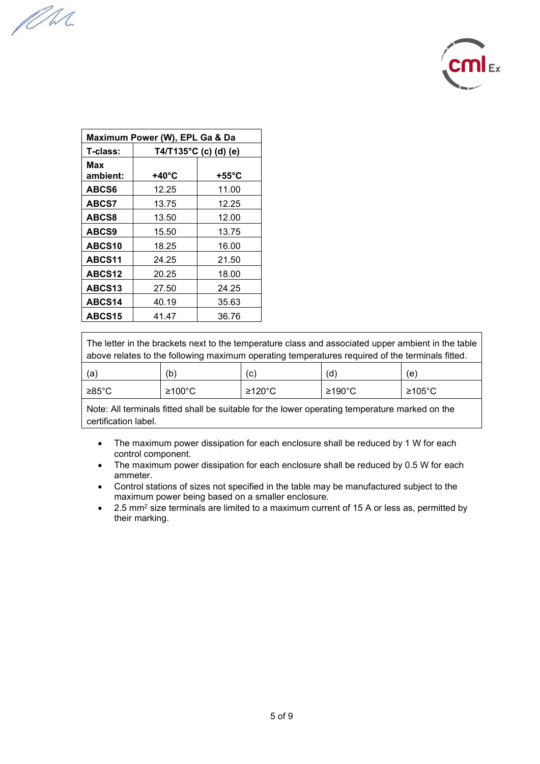| Maximum Power (W), EPL Ga & Da | | |
|---|---|---|
| **T-class:** | **T4/T135°C (c) (d) (e)** | |
| **Max ambient:** | **+40°C** | **+55°C** |
| **ABCS6** | 12.25 | 11.00 |
| **ABCS7** | 13.75 | 12.25 |
| **ABCS8** | 13.50 | 12.00 |
| **ABCS9** | 15.50 | 13.75 |
| **ABCS10** | 18.25 | 16.00 |
| **ABCS11** | 24.25 | 21.50 |
| **ABCS12** | 20.25 | 18.00 |
| **ABCS13** | 27.50 | 24.25 |
| **ABCS14** | 40.19 | 35.63 |
| **ABCS15** | 41.47 | 36.76 |

| The letter in the brackets next to the temperature class and associated upper ambient in the table above relates to the following maximum operating temperatures required of the terminals fitted. | | | | |
|---|---|---|---|---|
| (a) | (b) | (c) | (d) | (e) |
| ≥85°C | ≥100°C | ≥120°C | ≥190°C | ≥105°C |
| Note: All terminals fitted shall be suitable for the lower operating temperature marked on the certification label. | | | | |

- The maximum power dissipation for each enclosure shall be reduced by 1 W for each control component.
- The maximum power dissipation for each enclosure shall be reduced by 0.5 W for each ammeter.
- Control stations of sizes not specified in the table may be manufactured subject to the maximum power being based on a smaller enclosure.
- 2.5 $mm^2$ size terminals are limited to a maximum current of 15 A or less as, permitted by their marking.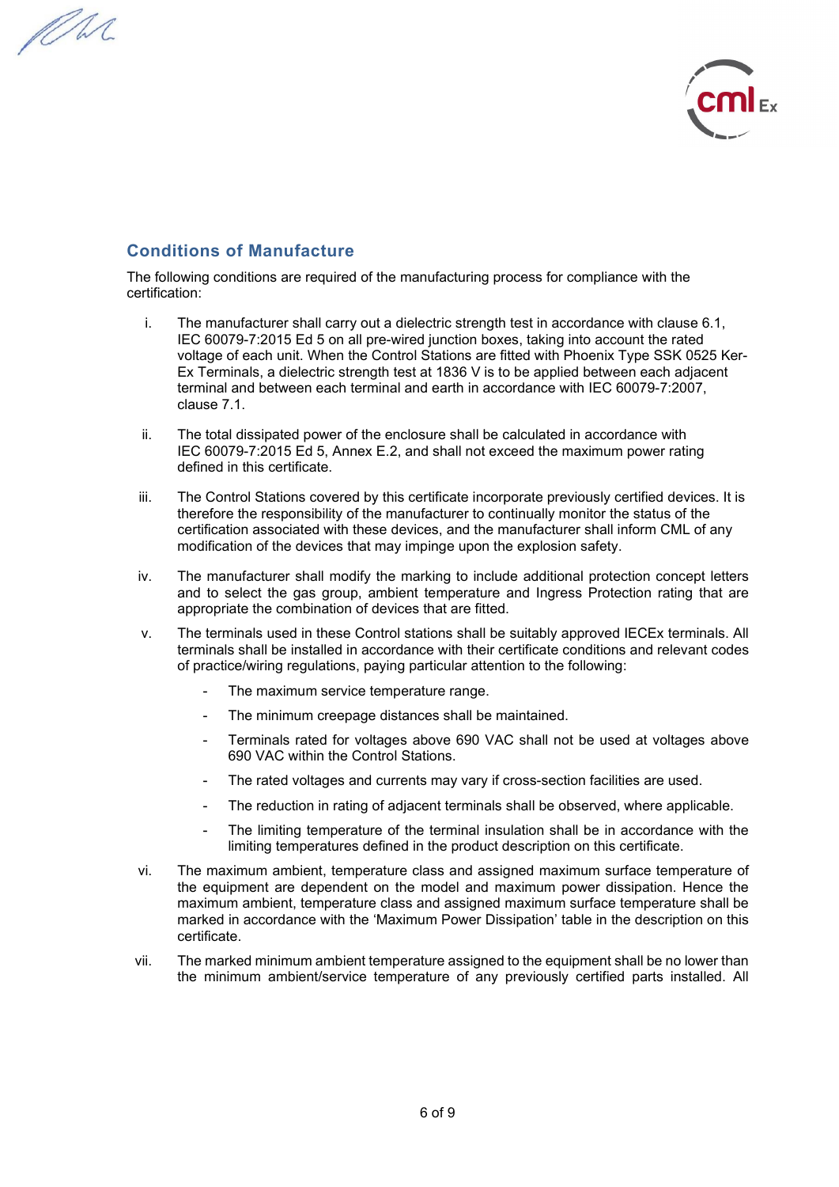## Conditions of Manufacture

The following conditions are required of the manufacturing process for compliance with the certification:

i. The manufacturer shall carry out a dielectric strength test in accordance with clause 6.1, IEC 60079-7:2015 Ed 5 on all pre-wired junction boxes, taking into account the rated voltage of each unit. When the Control Stations are fitted with Phoenix Type SSK 0525 Ker-Ex Terminals, a dielectric strength test at 1836 V is to be applied between each adjacent terminal and between each terminal and earth in accordance with IEC 60079-7:2007, clause 7.1.

ii. The total dissipated power of the enclosure shall be calculated in accordance with IEC 60079-7:2015 Ed 5, Annex E.2, and shall not exceed the maximum power rating defined in this certificate.

iii. The Control Stations covered by this certificate incorporate previously certified devices. It is therefore the responsibility of the manufacturer to continually monitor the status of the certification associated with these devices, and the manufacturer shall inform CML of any modification of the devices that may impinge upon the explosion safety.

iv. The manufacturer shall modify the marking to include additional protection concept letters and to select the gas group, ambient temperature and Ingress Protection rating that are appropriate the combination of devices that are fitted.

v. The terminals used in these Control stations shall be suitably approved IECEx terminals. All terminals shall be installed in accordance with their certificate conditions and relevant codes of practice/wiring regulations, paying particular attention to the following:

   - The maximum service temperature range.
   - The minimum creepage distances shall be maintained.
   - Terminals rated for voltages above 690 VAC shall not be used at voltages above 690 VAC within the Control Stations.
   - The rated voltages and currents may vary if cross-section facilities are used.
   - The reduction in rating of adjacent terminals shall be observed, where applicable.
   - The limiting temperature of the terminal insulation shall be in accordance with the limiting temperatures defined in the product description on this certificate.

vi. The maximum ambient, temperature class and assigned maximum surface temperature of the equipment are dependent on the model and maximum power dissipation. Hence the maximum ambient, temperature class and assigned maximum surface temperature shall be marked in accordance with the 'Maximum Power Dissipation' table in the description on this certificate.

vii. The marked minimum ambient temperature assigned to the equipment shall be no lower than the minimum ambient/service temperature of any previously certified parts installed. All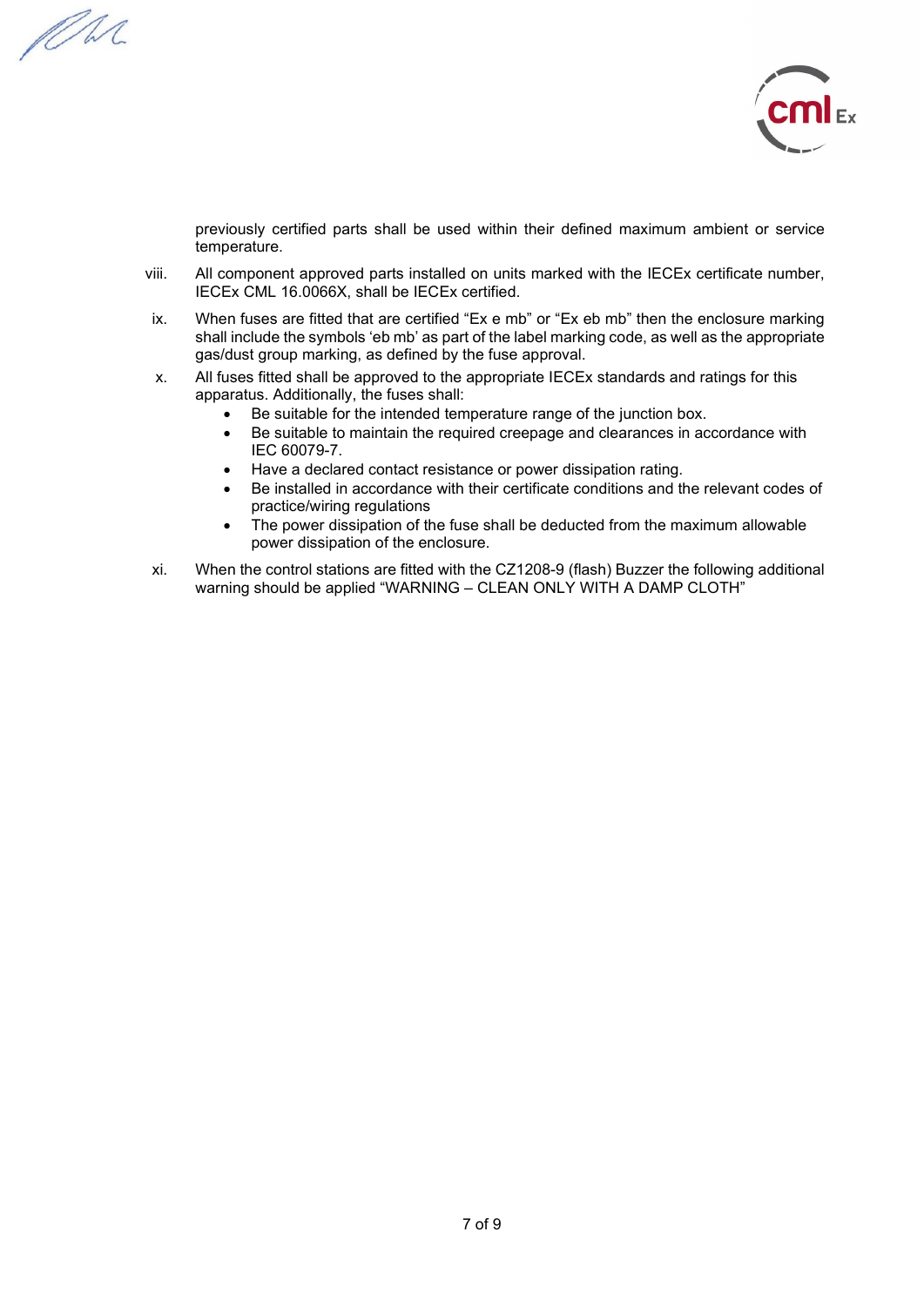previously certified parts shall be used within their defined maximum ambient or service temperature.

viii. All component approved parts installed on units marked with the IECEx certificate number, IECEx CML 16.0066X, shall be IECEx certified.

ix. When fuses are fitted that are certified “Ex e mb” or “Ex eb mb” then the enclosure marking shall include the symbols ‘eb mb’ as part of the label marking code, as well as the appropriate gas/dust group marking, as defined by the fuse approval.

x. All fuses fitted shall be approved to the appropriate IECEx standards and ratings for this apparatus. Additionally, the fuses shall:
   - Be suitable for the intended temperature range of the junction box.
   - Be suitable to maintain the required creepage and clearances in accordance with IEC 60079-7.
   - Have a declared contact resistance or power dissipation rating.
   - Be installed in accordance with their certificate conditions and the relevant codes of practice/wiring regulations
   - The power dissipation of the fuse shall be deducted from the maximum allowable power dissipation of the enclosure.

xi. When the control stations are fitted with the CZ1208-9 (flash) Buzzer the following additional warning should be applied “WARNING – CLEAN ONLY WITH A DAMP CLOTH”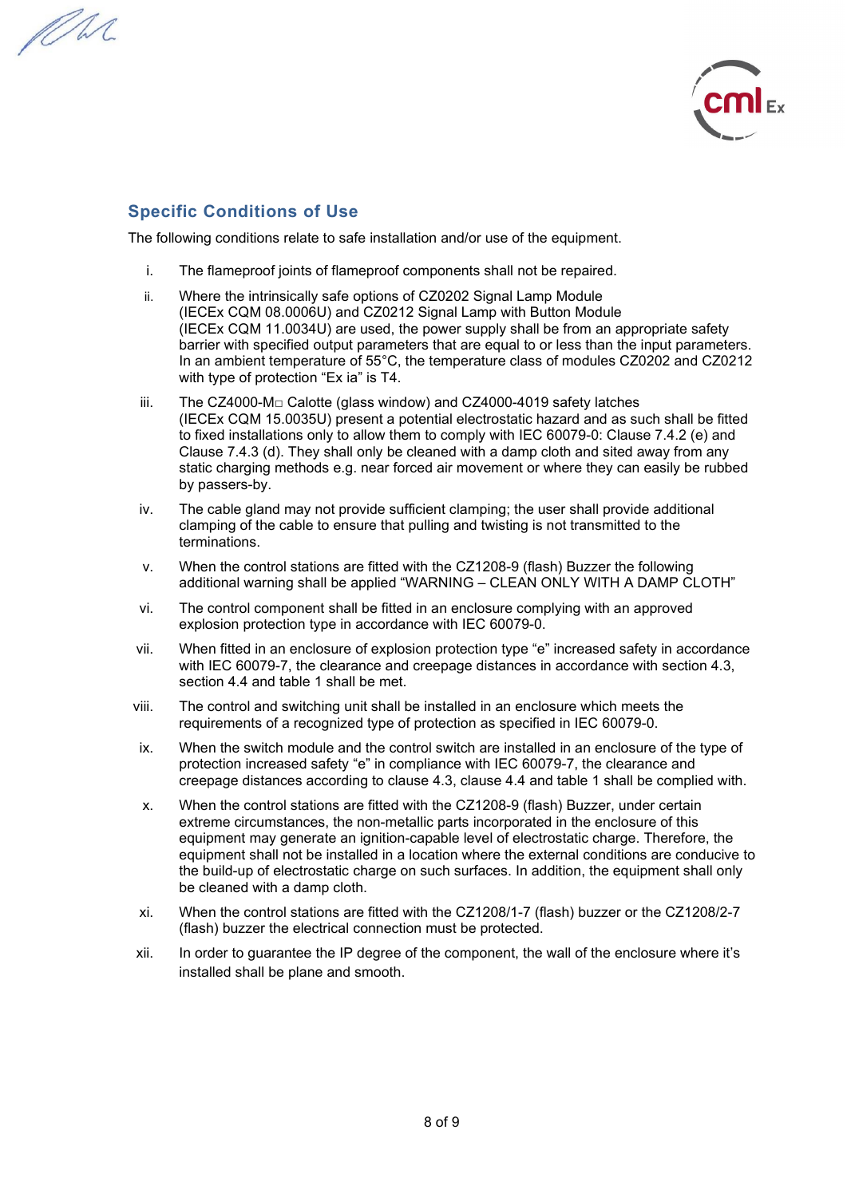## Specific Conditions of Use

The following conditions relate to safe installation and/or use of the equipment.

i. The flameproof joints of flameproof components shall not be repaired.

ii. Where the intrinsically safe options of CZ0202 Signal Lamp Module (IECEx CQM 08.0006U) and CZ0212 Signal Lamp with Button Module (IECEx CQM 11.0034U) are used, the power supply shall be from an appropriate safety barrier with specified output parameters that are equal to or less than the input parameters. In an ambient temperature of 55°C, the temperature class of modules CZ0202 and CZ0212 with type of protection "Ex ia" is T4.

iii. The CZ4000-M□ Calotte (glass window) and CZ4000-4019 safety latches (IECEx CQM 15.0035U) present a potential electrostatic hazard and as such shall be fitted to fixed installations only to allow them to comply with IEC 60079-0: Clause 7.4.2 (e) and Clause 7.4.3 (d). They shall only be cleaned with a damp cloth and sited away from any static charging methods e.g. near forced air movement or where they can easily be rubbed by passers-by.

iv. The cable gland may not provide sufficient clamping; the user shall provide additional clamping of the cable to ensure that pulling and twisting is not transmitted to the terminations.

v. When the control stations are fitted with the CZ1208-9 (flash) Buzzer the following additional warning shall be applied "WARNING – CLEAN ONLY WITH A DAMP CLOTH"

vi. The control component shall be fitted in an enclosure complying with an approved explosion protection type in accordance with IEC 60079-0.

vii. When fitted in an enclosure of explosion protection type "e" increased safety in accordance with IEC 60079-7, the clearance and creepage distances in accordance with section 4.3, section 4.4 and table 1 shall be met.

viii. The control and switching unit shall be installed in an enclosure which meets the requirements of a recognized type of protection as specified in IEC 60079-0.

ix. When the switch module and the control switch are installed in an enclosure of the type of protection increased safety "e" in compliance with IEC 60079-7, the clearance and creepage distances according to clause 4.3, clause 4.4 and table 1 shall be complied with.

x. When the control stations are fitted with the CZ1208-9 (flash) Buzzer, under certain extreme circumstances, the non-metallic parts incorporated in the enclosure of this equipment may generate an ignition-capable level of electrostatic charge. Therefore, the equipment shall not be installed in a location where the external conditions are conducive to the build-up of electrostatic charge on such surfaces. In addition, the equipment shall only be cleaned with a damp cloth.

xi. When the control stations are fitted with the CZ1208/1-7 (flash) buzzer or the CZ1208/2-7 (flash) buzzer the electrical connection must be protected.

xii. In order to guarantee the IP degree of the component, the wall of the enclosure where it's installed shall be plane and smooth.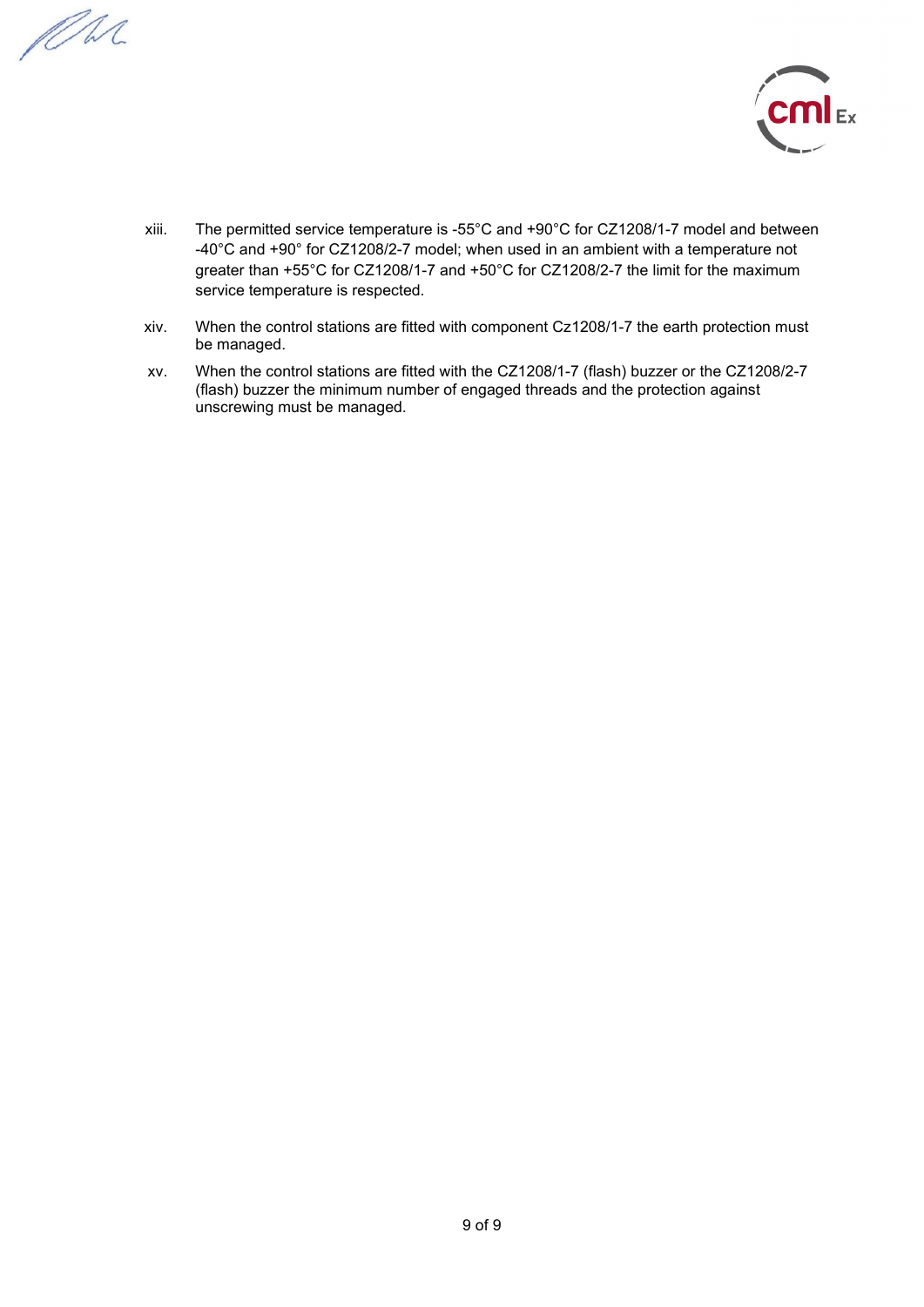xiii. The permitted service temperature is -55°C and +90°C for CZ1208/1-7 model and between -40°C and +90° for CZ1208/2-7 model; when used in an ambient with a temperature not greater than +55°C for CZ1208/1-7 and +50°C for CZ1208/2-7 the limit for the maximum service temperature is respected.

xiv. When the control stations are fitted with component Cz1208/1-7 the earth protection must be managed.

xv. When the control stations are fitted with the CZ1208/1-7 (flash) buzzer or the CZ1208/2-7 (flash) buzzer the minimum number of engaged threads and the protection against unscrewing must be managed.